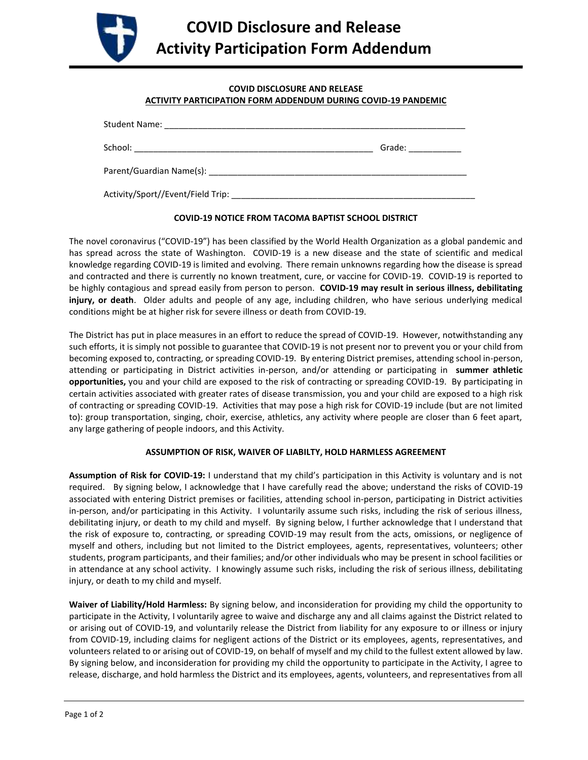# COVID Disclosure and Release
# Activity Participation Form Addendum

**COVID DISCLOSURE AND RELEASE**
**ACTIVITY PARTICIPATION FORM ADDENDUM DURING COVID-19 PANDEMIC**

Student Name: ________________________________________________________________

School: ___________________________________________________ Grade: ___________

Parent/Guardian Name(s): _______________________________________________________

Activity/Sport//Event/Field Trip: ____________________________________________________

**COVID-19 NOTICE FROM TACOMA BAPTIST SCHOOL DISTRICT**

The novel coronavirus ("COVID-19") has been classified by the World Health Organization as a global pandemic and has spread across the state of Washington. COVID-19 is a new disease and the state of scientific and medical knowledge regarding COVID-19 is limited and evolving. There remain unknowns regarding how the disease is spread and contracted and there is currently no known treatment, cure, or vaccine for COVID-19. COVID-19 is reported to be highly contagious and spread easily from person to person. **COVID-19 may result in serious illness, debilitating injury, or death**. Older adults and people of any age, including children, who have serious underlying medical conditions might be at higher risk for severe illness or death from COVID-19.

The District has put in place measures in an effort to reduce the spread of COVID-19. However, notwithstanding any such efforts, it is simply not possible to guarantee that COVID-19 is not present nor to prevent you or your child from becoming exposed to, contracting, or spreading COVID-19. By entering District premises, attending school in-person, attending or participating in District activities in-person, and/or attending or participating in **summer athletic opportunities,** you and your child are exposed to the risk of contracting or spreading COVID-19. By participating in certain activities associated with greater rates of disease transmission, you and your child are exposed to a high risk of contracting or spreading COVID-19. Activities that may pose a high risk for COVID-19 include (but are not limited to): group transportation, singing, choir, exercise, athletics, any activity where people are closer than 6 feet apart, any large gathering of people indoors, and this Activity.

**ASSUMPTION OF RISK, WAIVER OF LIABILTY, HOLD HARMLESS AGREEMENT**

**Assumption of Risk for COVID-19:** I understand that my child's participation in this Activity is voluntary and is not required. By signing below, I acknowledge that I have carefully read the above; understand the risks of COVID-19 associated with entering District premises or facilities, attending school in-person, participating in District activities in-person, and/or participating in this Activity. I voluntarily assume such risks, including the risk of serious illness, debilitating injury, or death to my child and myself. By signing below, I further acknowledge that I understand that the risk of exposure to, contracting, or spreading COVID-19 may result from the acts, omissions, or negligence of myself and others, including but not limited to the District employees, agents, representatives, volunteers; other students, program participants, and their families; and/or other individuals who may be present in school facilities or in attendance at any school activity. I knowingly assume such risks, including the risk of serious illness, debilitating injury, or death to my child and myself.

**Waiver of Liability/Hold Harmless:** By signing below, and inconsideration for providing my child the opportunity to participate in the Activity, I voluntarily agree to waive and discharge any and all claims against the District related to or arising out of COVID-19, and voluntarily release the District from liability for any exposure to or illness or injury from COVID-19, including claims for negligent actions of the District or its employees, agents, representatives, and volunteers related to or arising out of COVID-19, on behalf of myself and my child to the fullest extent allowed by law. By signing below, and inconsideration for providing my child the opportunity to participate in the Activity, I agree to release, discharge, and hold harmless the District and its employees, agents, volunteers, and representatives from all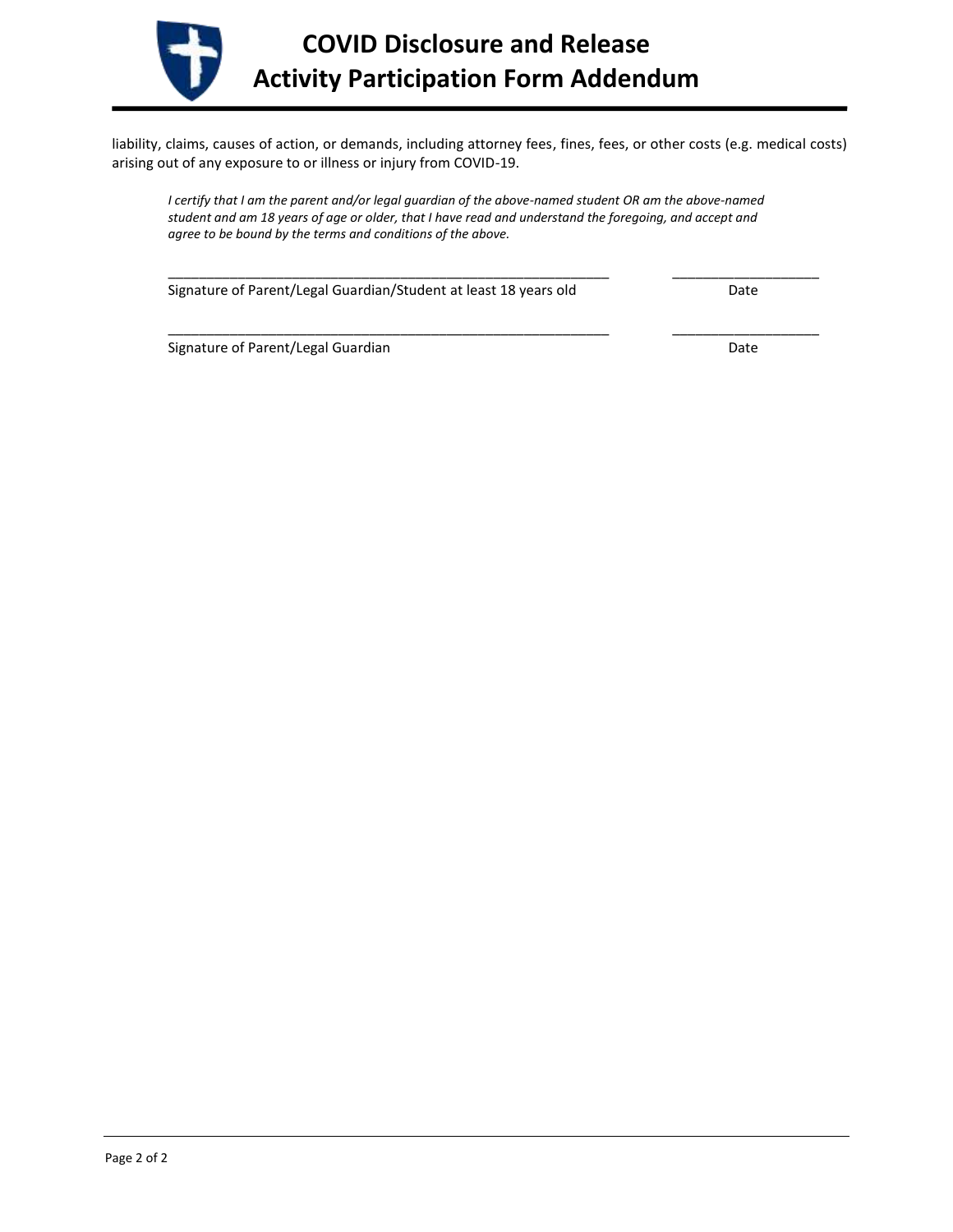# COVID Disclosure and Release
# Activity Participation Form Addendum

liability, claims, causes of action, or demands, including attorney fees, fines, fees, or other costs (e.g. medical costs) arising out of any exposure to or illness or injury from COVID-19.

*I certify that I am the parent and/or legal guardian of the above-named student OR am the above-named student and am 18 years of age or older, that I have read and understand the foregoing, and accept and agree to be bound by the terms and conditions of the above.*

\_\_\_\_\_\_\_\_\_\_\_\_\_\_\_\_\_\_\_\_\_\_\_\_\_\_\_\_\_\_\_\_\_\_\_\_\_\_\_\_\_\_\_\_\_\_\_\_\_\_\_\_\_\_\_\_\_\_ \_\_\_\_\_\_\_\_\_\_\_\_\_\_\_\_\_\_\_\_
Signature of Parent/Legal Guardian/Student at least 18 years old Date

\_\_\_\_\_\_\_\_\_\_\_\_\_\_\_\_\_\_\_\_\_\_\_\_\_\_\_\_\_\_\_\_\_\_\_\_\_\_\_\_\_\_\_\_\_\_\_\_\_\_\_\_\_\_\_\_\_\_ \_\_\_\_\_\_\_\_\_\_\_\_\_\_\_\_\_\_\_\_
Signature of Parent/Legal Guardian Date